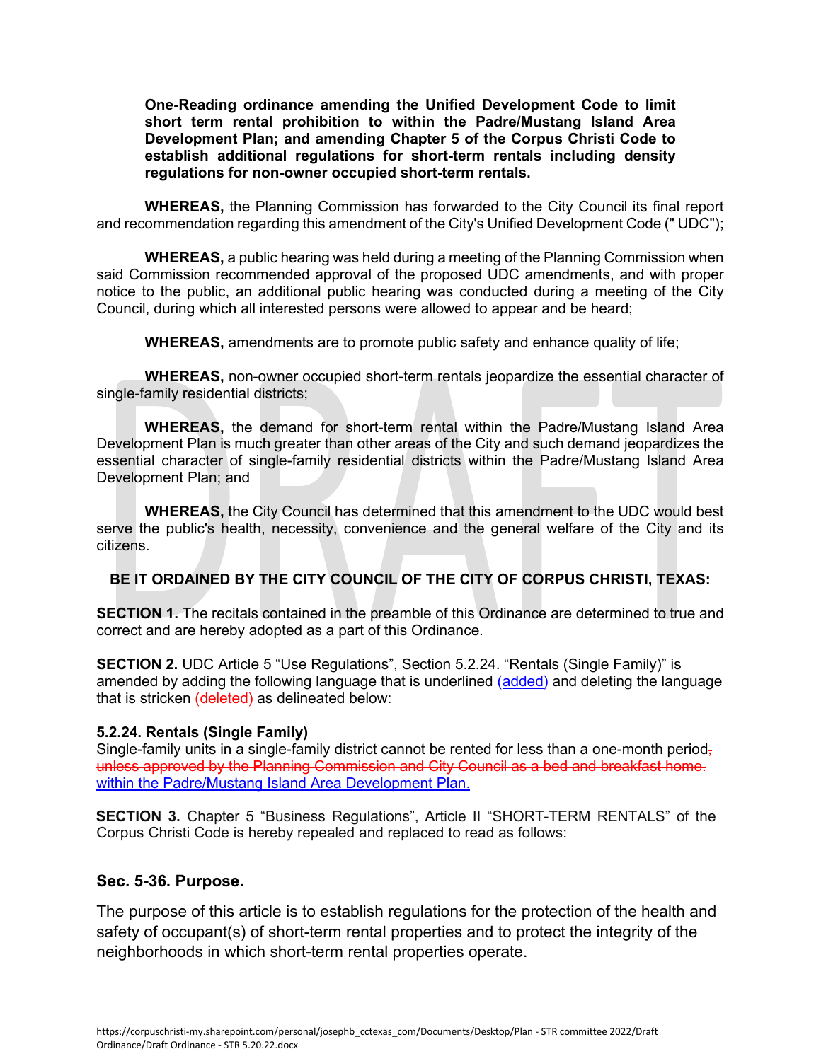**One-Reading ordinance amending the Unified Development Code to limit short term rental prohibition to within the Padre/Mustang Island Area Development Plan; and amending Chapter 5 of the Corpus Christi Code to establish additional regulations for short-term rentals including density regulations for non-owner occupied short-term rentals.**

**WHEREAS,** the Planning Commission has forwarded to the City Council its final report and recommendation regarding this amendment of the City's Unified Development Code (" UDC");

**WHEREAS,** a public hearing was held during a meeting of the Planning Commission when said Commission recommended approval of the proposed UDC amendments, and with proper notice to the public, an additional public hearing was conducted during a meeting of the City Council, during which all interested persons were allowed to appear and be heard;

**WHEREAS,** amendments are to promote public safety and enhance quality of life;

**WHEREAS,** non-owner occupied short-term rentals jeopardize the essential character of single-family residential districts;

**WHEREAS,** the demand for short-term rental within the Padre/Mustang Island Area Development Plan is much greater than other areas of the City and such demand jeopardizes the essential character of single-family residential districts within the Padre/Mustang Island Area Development Plan; and

**WHEREAS,** the City Council has determined that this amendment to the UDC would best serve the public's health, necessity, convenience and the general welfare of the City and its citizens.

**BE IT ORDAINED BY THE CITY COUNCIL OF THE CITY OF CORPUS CHRISTI, TEXAS:**

**SECTION 1.** The recitals contained in the preamble of this Ordinance are determined to true and correct and are hereby adopted as a part of this Ordinance.

**SECTION 2.** UDC Article 5 "Use Regulations", Section 5.2.24. "Rentals (Single Family)" is amended by adding the following language that is underlined <u>(added)</u> and deleting the language that is stricken ~~(deleted)~~ as delineated below:

**5.2.24. Rentals (Single Family)**

Single-family units in a single-family district cannot be rented for less than a one-month period~~, unless approved by the Planning Commission and City Council as a bed and breakfast home.~~ <u>within the Padre/Mustang Island Area Development Plan.</u>

**SECTION 3.** Chapter 5 "Business Regulations", Article II "SHORT-TERM RENTALS" of the Corpus Christi Code is hereby repealed and replaced to read as follows:

## Sec. 5-36. Purpose.

The purpose of this article is to establish regulations for the protection of the health and safety of occupant(s) of short-term rental properties and to protect the integrity of the neighborhoods in which short-term rental properties operate.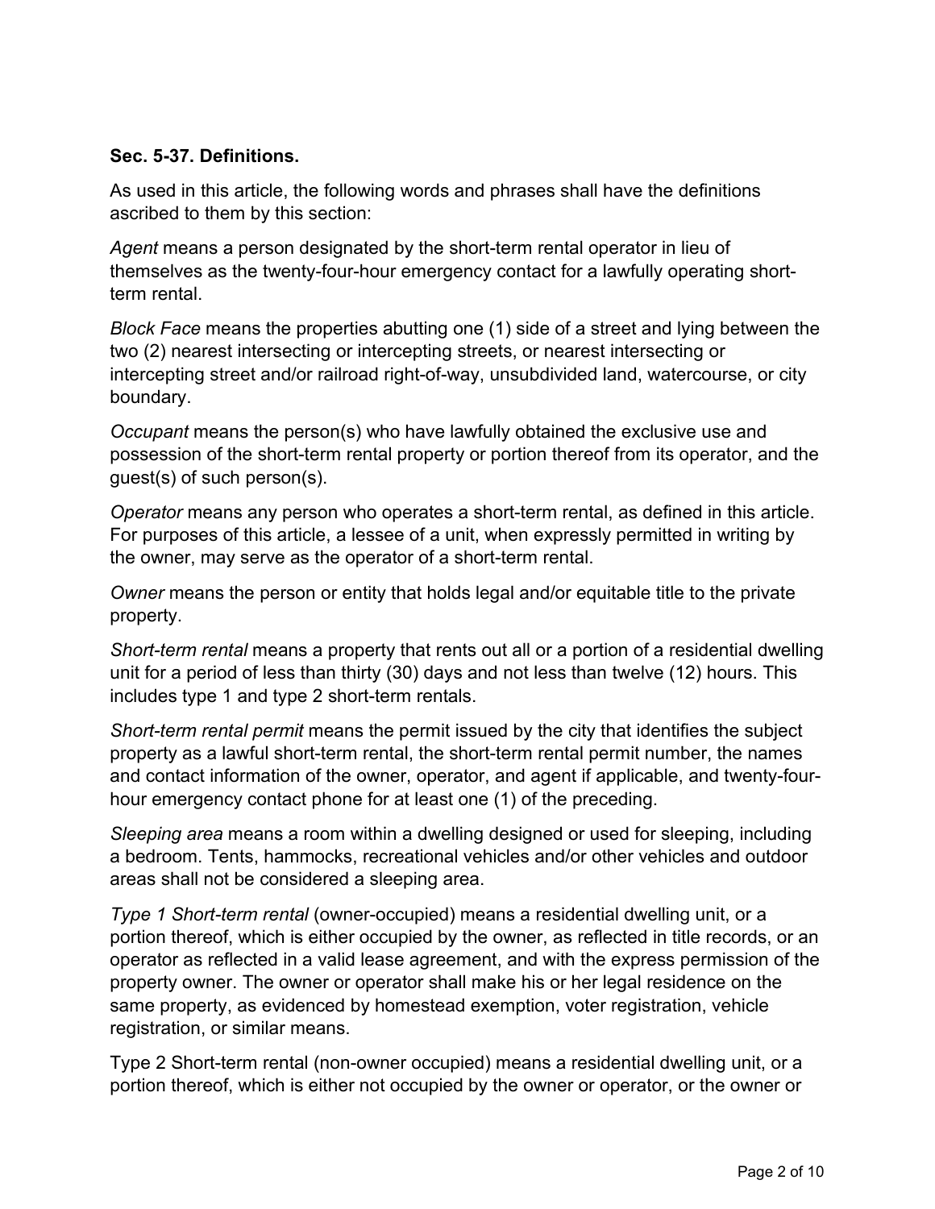**Sec. 5-37. Definitions.**

As used in this article, the following words and phrases shall have the definitions ascribed to them by this section:

*Agent* means a person designated by the short-term rental operator in lieu of themselves as the twenty-four-hour emergency contact for a lawfully operating short-term rental.

*Block Face* means the properties abutting one (1) side of a street and lying between the two (2) nearest intersecting or intercepting streets, or nearest intersecting or intercepting street and/or railroad right-of-way, unsubdivided land, watercourse, or city boundary.

*Occupant* means the person(s) who have lawfully obtained the exclusive use and possession of the short-term rental property or portion thereof from its operator, and the guest(s) of such person(s).

*Operator* means any person who operates a short-term rental, as defined in this article. For purposes of this article, a lessee of a unit, when expressly permitted in writing by the owner, may serve as the operator of a short-term rental.

*Owner* means the person or entity that holds legal and/or equitable title to the private property.

*Short-term rental* means a property that rents out all or a portion of a residential dwelling unit for a period of less than thirty (30) days and not less than twelve (12) hours. This includes type 1 and type 2 short-term rentals.

*Short-term rental permit* means the permit issued by the city that identifies the subject property as a lawful short-term rental, the short-term rental permit number, the names and contact information of the owner, operator, and agent if applicable, and twenty-four-hour emergency contact phone for at least one (1) of the preceding.

*Sleeping area* means a room within a dwelling designed or used for sleeping, including a bedroom. Tents, hammocks, recreational vehicles and/or other vehicles and outdoor areas shall not be considered a sleeping area.

*Type 1 Short-term rental* (owner-occupied) means a residential dwelling unit, or a portion thereof, which is either occupied by the owner, as reflected in title records, or an operator as reflected in a valid lease agreement, and with the express permission of the property owner. The owner or operator shall make his or her legal residence on the same property, as evidenced by homestead exemption, voter registration, vehicle registration, or similar means.

Type 2 Short-term rental (non-owner occupied) means a residential dwelling unit, or a portion thereof, which is either not occupied by the owner or operator, or the owner or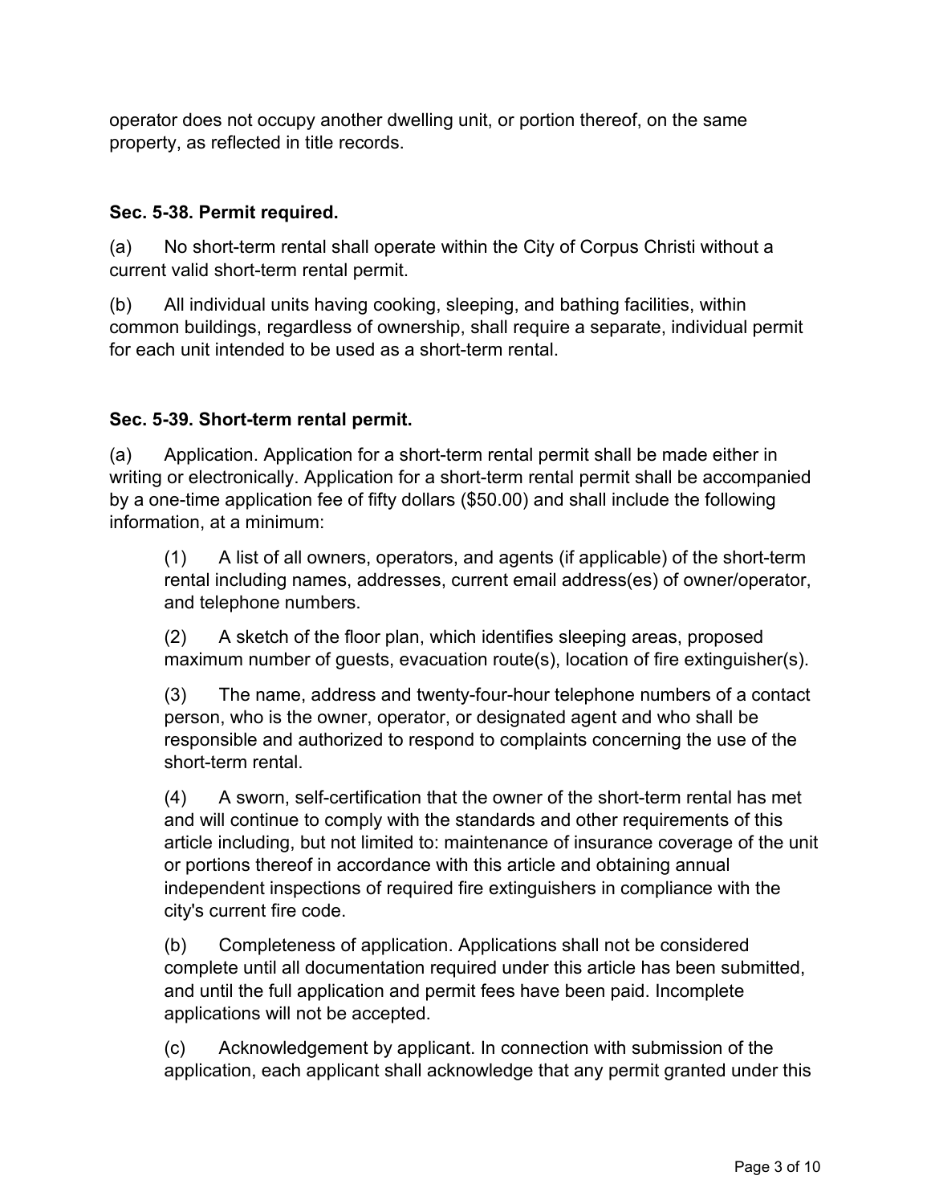operator does not occupy another dwelling unit, or portion thereof, on the same property, as reflected in title records.

### Sec. 5-38. Permit required.

(a) No short-term rental shall operate within the City of Corpus Christi without a current valid short-term rental permit.

(b) All individual units having cooking, sleeping, and bathing facilities, within common buildings, regardless of ownership, shall require a separate, individual permit for each unit intended to be used as a short-term rental.

### Sec. 5-39. Short-term rental permit.

(a) Application. Application for a short-term rental permit shall be made either in writing or electronically. Application for a short-term rental permit shall be accompanied by a one-time application fee of fifty dollars ($50.00) and shall include the following information, at a minimum:

> (1) A list of all owners, operators, and agents (if applicable) of the short-term rental including names, addresses, current email address(es) of owner/operator, and telephone numbers.
>
> (2) A sketch of the floor plan, which identifies sleeping areas, proposed maximum number of guests, evacuation route(s), location of fire extinguisher(s).
>
> (3) The name, address and twenty-four-hour telephone numbers of a contact person, who is the owner, operator, or designated agent and who shall be responsible and authorized to respond to complaints concerning the use of the short-term rental.
>
> (4) A sworn, self-certification that the owner of the short-term rental has met and will continue to comply with the standards and other requirements of this article including, but not limited to: maintenance of insurance coverage of the unit or portions thereof in accordance with this article and obtaining annual independent inspections of required fire extinguishers in compliance with the city's current fire code.
>
> (b) Completeness of application. Applications shall not be considered complete until all documentation required under this article has been submitted, and until the full application and permit fees have been paid. Incomplete applications will not be accepted.
>
> (c) Acknowledgement by applicant. In connection with submission of the application, each applicant shall acknowledge that any permit granted under this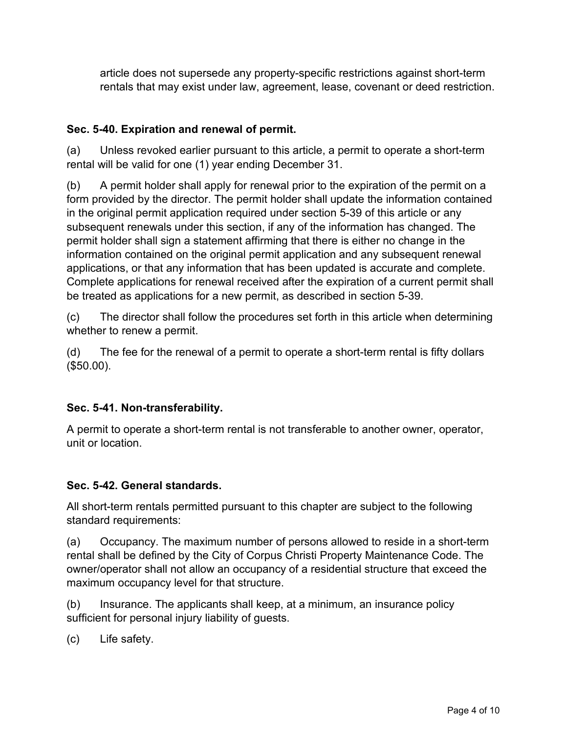article does not supersede any property-specific restrictions against short-term rentals that may exist under law, agreement, lease, covenant or deed restriction.

**Sec. 5-40. Expiration and renewal of permit.**

(a) Unless revoked earlier pursuant to this article, a permit to operate a short-term rental will be valid for one (1) year ending December 31.

(b) A permit holder shall apply for renewal prior to the expiration of the permit on a form provided by the director. The permit holder shall update the information contained in the original permit application required under section 5-39 of this article or any subsequent renewals under this section, if any of the information has changed. The permit holder shall sign a statement affirming that there is either no change in the information contained on the original permit application and any subsequent renewal applications, or that any information that has been updated is accurate and complete. Complete applications for renewal received after the expiration of a current permit shall be treated as applications for a new permit, as described in section 5-39.

(c) The director shall follow the procedures set forth in this article when determining whether to renew a permit.

(d) The fee for the renewal of a permit to operate a short-term rental is fifty dollars ($50.00).

**Sec. 5-41. Non-transferability.**

A permit to operate a short-term rental is not transferable to another owner, operator, unit or location.

**Sec. 5-42. General standards.**

All short-term rentals permitted pursuant to this chapter are subject to the following standard requirements:

(a) Occupancy. The maximum number of persons allowed to reside in a short-term rental shall be defined by the City of Corpus Christi Property Maintenance Code. The owner/operator shall not allow an occupancy of a residential structure that exceed the maximum occupancy level for that structure.

(b) Insurance. The applicants shall keep, at a minimum, an insurance policy sufficient for personal injury liability of guests.

(c) Life safety.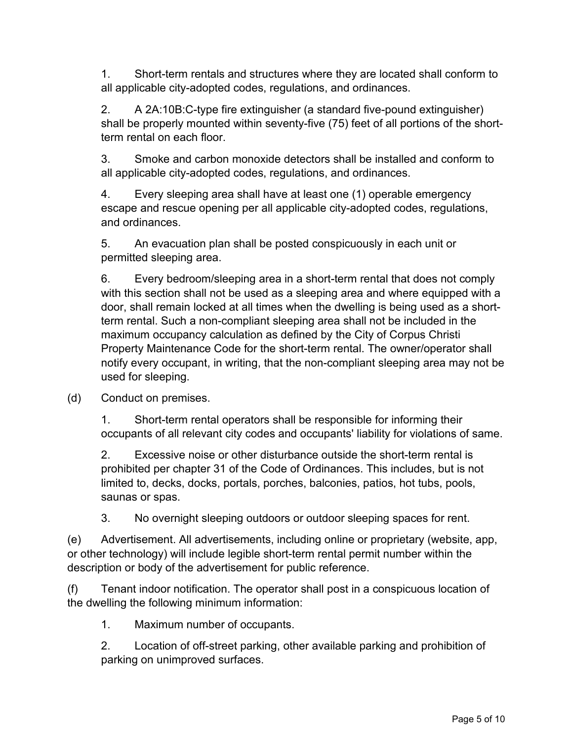1. Short-term rentals and structures where they are located shall conform to all applicable city-adopted codes, regulations, and ordinances.

2. A 2A:10B:C-type fire extinguisher (a standard five-pound extinguisher) shall be properly mounted within seventy-five (75) feet of all portions of the short-term rental on each floor.

3. Smoke and carbon monoxide detectors shall be installed and conform to all applicable city-adopted codes, regulations, and ordinances.

4. Every sleeping area shall have at least one (1) operable emergency escape and rescue opening per all applicable city-adopted codes, regulations, and ordinances.

5. An evacuation plan shall be posted conspicuously in each unit or permitted sleeping area.

6. Every bedroom/sleeping area in a short-term rental that does not comply with this section shall not be used as a sleeping area and where equipped with a door, shall remain locked at all times when the dwelling is being used as a short-term rental. Such a non-compliant sleeping area shall not be included in the maximum occupancy calculation as defined by the City of Corpus Christi Property Maintenance Code for the short-term rental. The owner/operator shall notify every occupant, in writing, that the non-compliant sleeping area may not be used for sleeping.

(d) Conduct on premises.

1. Short-term rental operators shall be responsible for informing their occupants of all relevant city codes and occupants' liability for violations of same.

2. Excessive noise or other disturbance outside the short-term rental is prohibited per chapter 31 of the Code of Ordinances. This includes, but is not limited to, decks, docks, portals, porches, balconies, patios, hot tubs, pools, saunas or spas.

3. No overnight sleeping outdoors or outdoor sleeping spaces for rent.

(e) Advertisement. All advertisements, including online or proprietary (website, app, or other technology) will include legible short-term rental permit number within the description or body of the advertisement for public reference.

(f) Tenant indoor notification. The operator shall post in a conspicuous location of the dwelling the following minimum information:

1. Maximum number of occupants.

2. Location of off-street parking, other available parking and prohibition of parking on unimproved surfaces.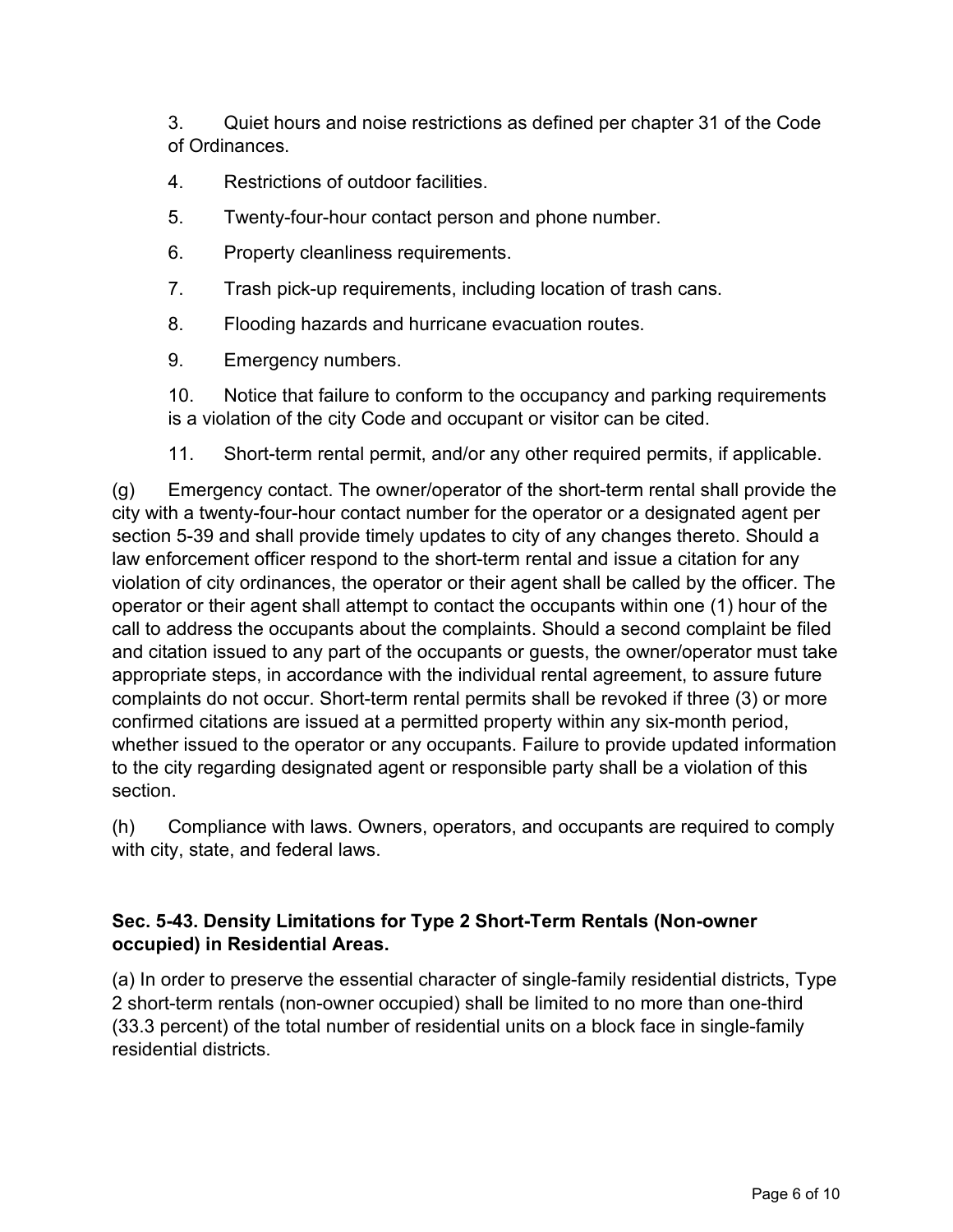3. Quiet hours and noise restrictions as defined per chapter 31 of the Code of Ordinances.

4. Restrictions of outdoor facilities.

5. Twenty-four-hour contact person and phone number.

6. Property cleanliness requirements.

7. Trash pick-up requirements, including location of trash cans.

8. Flooding hazards and hurricane evacuation routes.

9. Emergency numbers.

10. Notice that failure to conform to the occupancy and parking requirements is a violation of the city Code and occupant or visitor can be cited.

11. Short-term rental permit, and/or any other required permits, if applicable.

(g) Emergency contact. The owner/operator of the short-term rental shall provide the city with a twenty-four-hour contact number for the operator or a designated agent per section 5-39 and shall provide timely updates to city of any changes thereto. Should a law enforcement officer respond to the short-term rental and issue a citation for any violation of city ordinances, the operator or their agent shall be called by the officer. The operator or their agent shall attempt to contact the occupants within one (1) hour of the call to address the occupants about the complaints. Should a second complaint be filed and citation issued to any part of the occupants or guests, the owner/operator must take appropriate steps, in accordance with the individual rental agreement, to assure future complaints do not occur. Short-term rental permits shall be revoked if three (3) or more confirmed citations are issued at a permitted property within any six-month period, whether issued to the operator or any occupants. Failure to provide updated information to the city regarding designated agent or responsible party shall be a violation of this section.

(h) Compliance with laws. Owners, operators, and occupants are required to comply with city, state, and federal laws.

**Sec. 5-43. Density Limitations for Type 2 Short-Term Rentals (Non-owner occupied) in Residential Areas.**

(a) In order to preserve the essential character of single-family residential districts, Type 2 short-term rentals (non-owner occupied) shall be limited to no more than one-third (33.3 percent) of the total number of residential units on a block face in single-family residential districts.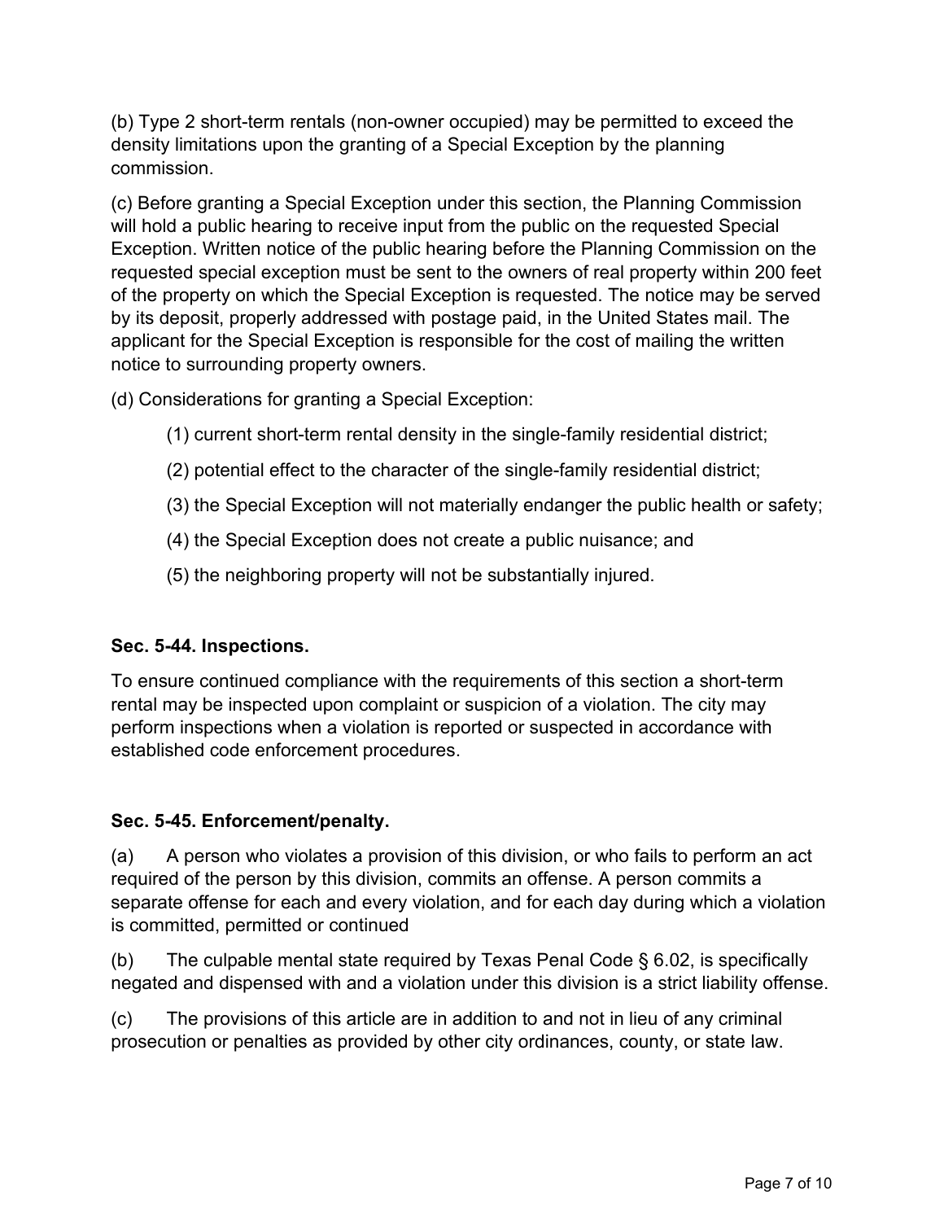(b) Type 2 short-term rentals (non-owner occupied) may be permitted to exceed the density limitations upon the granting of a Special Exception by the planning commission.

(c) Before granting a Special Exception under this section, the Planning Commission will hold a public hearing to receive input from the public on the requested Special Exception. Written notice of the public hearing before the Planning Commission on the requested special exception must be sent to the owners of real property within 200 feet of the property on which the Special Exception is requested. The notice may be served by its deposit, properly addressed with postage paid, in the United States mail. The applicant for the Special Exception is responsible for the cost of mailing the written notice to surrounding property owners.

(d) Considerations for granting a Special Exception:

> (1) current short-term rental density in the single-family residential district;
>
> (2) potential effect to the character of the single-family residential district;
>
> (3) the Special Exception will not materially endanger the public health or safety;
>
> (4) the Special Exception does not create a public nuisance; and
>
> (5) the neighboring property will not be substantially injured.

**Sec. 5-44. Inspections.**

To ensure continued compliance with the requirements of this section a short-term rental may be inspected upon complaint or suspicion of a violation. The city may perform inspections when a violation is reported or suspected in accordance with established code enforcement procedures.

**Sec. 5-45. Enforcement/penalty.**

(a) A person who violates a provision of this division, or who fails to perform an act required of the person by this division, commits an offense. A person commits a separate offense for each and every violation, and for each day during which a violation is committed, permitted or continued

(b) The culpable mental state required by Texas Penal Code § 6.02, is specifically negated and dispensed with and a violation under this division is a strict liability offense.

(c) The provisions of this article are in addition to and not in lieu of any criminal prosecution or penalties as provided by other city ordinances, county, or state law.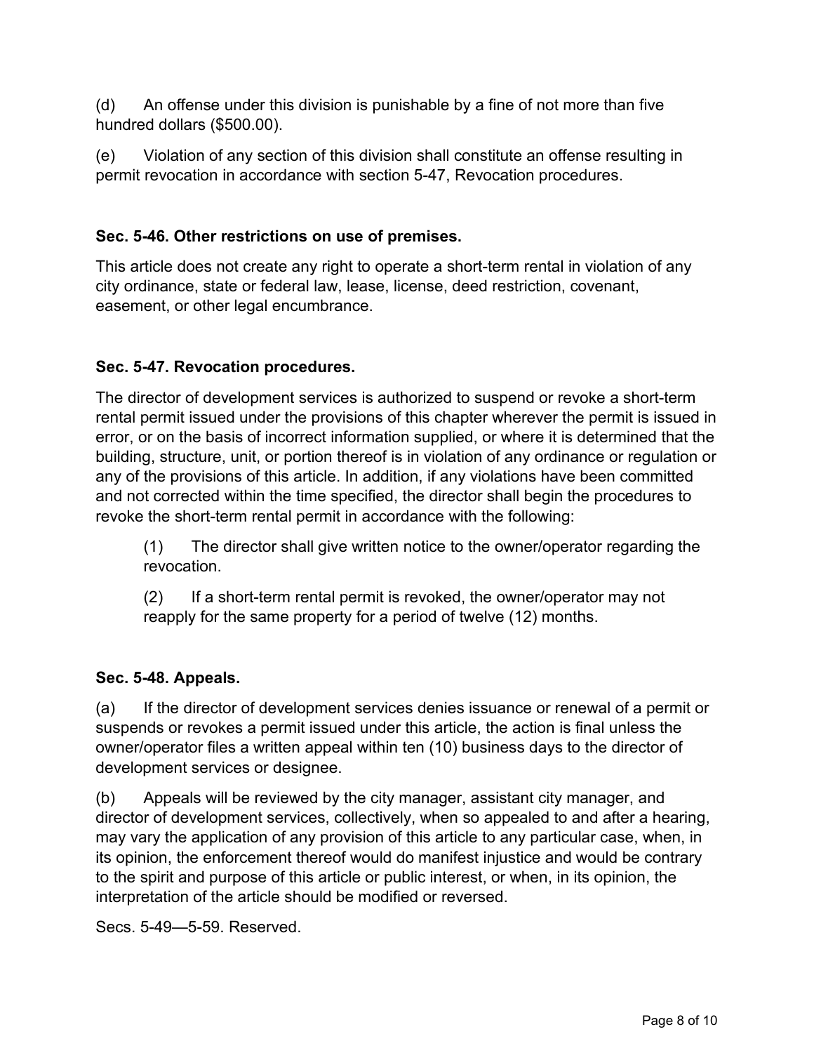(d) An offense under this division is punishable by a fine of not more than five hundred dollars ($500.00).

(e) Violation of any section of this division shall constitute an offense resulting in permit revocation in accordance with section 5-47, Revocation procedures.

**Sec. 5-46. Other restrictions on use of premises.**

This article does not create any right to operate a short-term rental in violation of any city ordinance, state or federal law, lease, license, deed restriction, covenant, easement, or other legal encumbrance.

**Sec. 5-47. Revocation procedures.**

The director of development services is authorized to suspend or revoke a short-term rental permit issued under the provisions of this chapter wherever the permit is issued in error, or on the basis of incorrect information supplied, or where it is determined that the building, structure, unit, or portion thereof is in violation of any ordinance or regulation or any of the provisions of this article. In addition, if any violations have been committed and not corrected within the time specified, the director shall begin the procedures to revoke the short-term rental permit in accordance with the following:

(1) The director shall give written notice to the owner/operator regarding the revocation.

(2) If a short-term rental permit is revoked, the owner/operator may not reapply for the same property for a period of twelve (12) months.

**Sec. 5-48. Appeals.**

(a) If the director of development services denies issuance or renewal of a permit or suspends or revokes a permit issued under this article, the action is final unless the owner/operator files a written appeal within ten (10) business days to the director of development services or designee.

(b) Appeals will be reviewed by the city manager, assistant city manager, and director of development services, collectively, when so appealed to and after a hearing, may vary the application of any provision of this article to any particular case, when, in its opinion, the enforcement thereof would do manifest injustice and would be contrary to the spirit and purpose of this article or public interest, or when, in its opinion, the interpretation of the article should be modified or reversed.

Secs. 5-49—5-59. Reserved.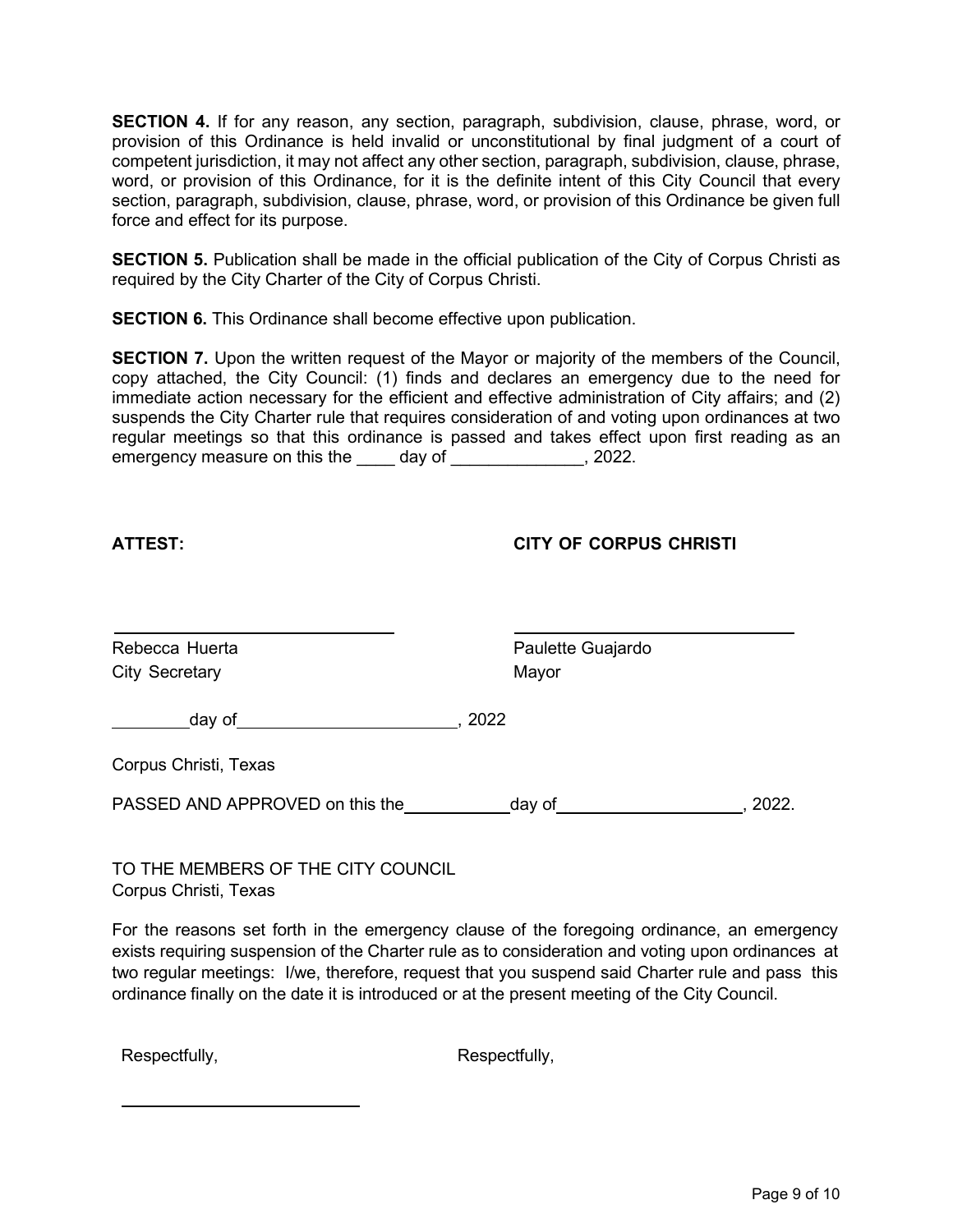**SECTION 4.** If for any reason, any section, paragraph, subdivision, clause, phrase, word, or provision of this Ordinance is held invalid or unconstitutional by final judgment of a court of competent jurisdiction, it may not affect any other section, paragraph, subdivision, clause, phrase, word, or provision of this Ordinance, for it is the definite intent of this City Council that every section, paragraph, subdivision, clause, phrase, word, or provision of this Ordinance be given full force and effect for its purpose.

**SECTION 5.** Publication shall be made in the official publication of the City of Corpus Christi as required by the City Charter of the City of Corpus Christi.

**SECTION 6.** This Ordinance shall become effective upon publication.

**SECTION 7.** Upon the written request of the Mayor or majority of the members of the Council, copy attached, the City Council: (1) finds and declares an emergency due to the need for immediate action necessary for the efficient and effective administration of City affairs; and (2) suspends the City Charter rule that requires consideration of and voting upon ordinances at two regular meetings so that this ordinance is passed and takes effect upon first reading as an emergency measure on this the ____ day of ______________, 2022.

**ATTEST:** **CITY OF CORPUS CHRISTI**

\_\_\_\_\_\_\_\_\_\_\_\_\_\_\_\_\_\_\_\_\_\_\_\_\_\_\_\_ \_\_\_\_\_\_\_\_\_\_\_\_\_\_\_\_\_\_\_\_\_\_\_\_\_\_\_\_

Rebecca Huerta
City Secretary

Paulette Guajardo
Mayor

________day of_______________________, 2022

Corpus Christi, Texas

PASSED AND APPROVED on this the___________day of___________________, 2022.

TO THE MEMBERS OF THE CITY COUNCIL
Corpus Christi, Texas

For the reasons set forth in the emergency clause of the foregoing ordinance, an emergency exists requiring suspension of the Charter rule as to consideration and voting upon ordinances at two regular meetings: I/we, therefore, request that you suspend said Charter rule and pass this ordinance finally on the date it is introduced or at the present meeting of the City Council.

Respectfully, Respectfully,

\_\_\_\_\_\_\_\_\_\_\_\_\_\_\_\_\_\_\_\_\_\_\_\_\_\_\_\_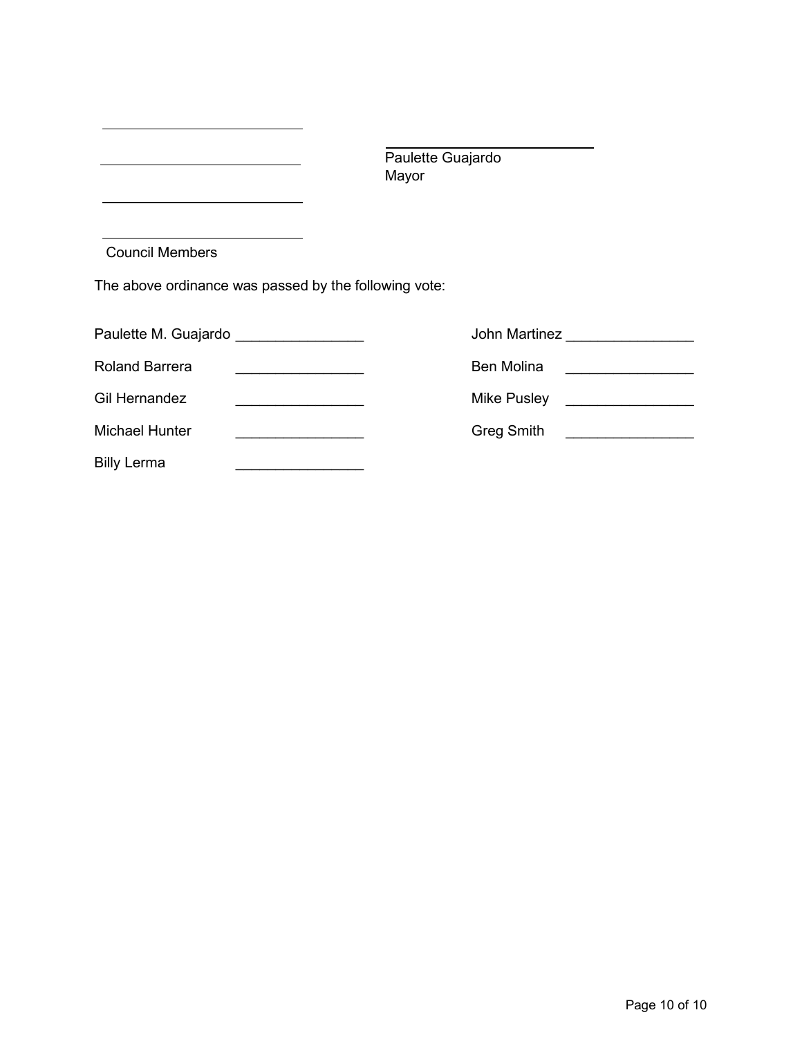\_\_\_\_\_\_\_\_\_\_\_\_\_\_\_\_\_\_\_\_\_\_\_\_\_\_

\_\_\_\_\_\_\_\_\_\_\_\_\_\_\_\_\_\_\_\_\_\_\_\_\_\_ \_\_\_\_\_\_\_\_\_\_\_\_\_\_\_\_\_\_\_\_\_\_\_\_\_\_\_

Paulette Guajardo
Mayor

\_\_\_\_\_\_\_\_\_\_\_\_\_\_\_\_\_\_\_\_\_\_\_\_\_\_

\_\_\_\_\_\_\_\_\_\_\_\_\_\_\_\_\_\_\_\_\_\_\_\_\_\_

Council Members

The above ordinance was passed by the following vote:

| | | | |
|---|---|---|---|
| Paulette M. Guajardo | ________________ | John Martinez | ________________ |
| Roland Barrera | ________________ | Ben Molina | ________________ |
| Gil Hernandez | ________________ | Mike Pusley | ________________ |
| Michael Hunter | ________________ | Greg Smith | ________________ |
| Billy Lerma | ________________ | | |